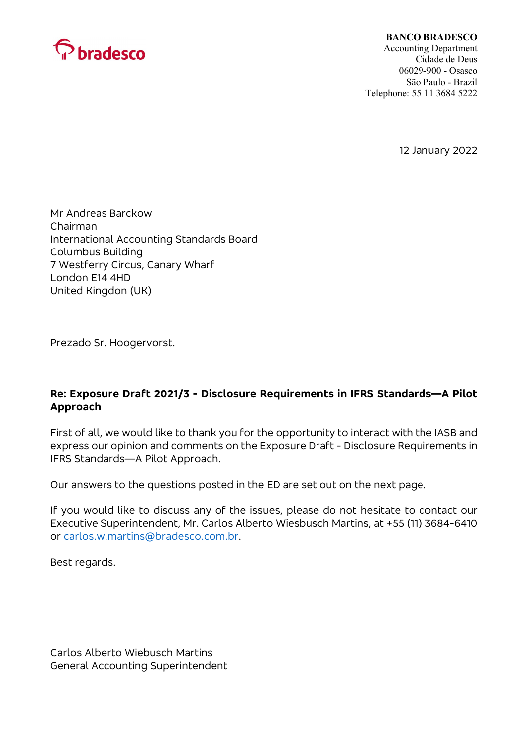bradesco

**BANCO BRADESCO**
Accounting Department
Cidade de Deus
06029-900 - Osasco
São Paulo - Brazil
Telephone: 55 11 3684 5222

12 January 2022

Mr Andreas Barckow
Chairman
International Accounting Standards Board
Columbus Building
7 Westferry Circus, Canary Wharf
London E14 4HD
United Kingdom (UK)

Prezado Sr. Hoogervorst.

**Re: Exposure Draft 2021/3 - Disclosure Requirements in IFRS Standards—A Pilot Approach**

First of all, we would like to thank you for the opportunity to interact with the IASB and express our opinion and comments on the Exposure Draft - Disclosure Requirements in IFRS Standards—A Pilot Approach.

Our answers to the questions posted in the ED are set out on the next page.

If you would like to discuss any of the issues, please do not hesitate to contact our Executive Superintendent, Mr. Carlos Alberto Wiesbusch Martins, at +55 (11) 3684-6410 or carlos.w.martins@bradesco.com.br.

Best regards.

Carlos Alberto Wiebusch Martins
General Accounting Superintendent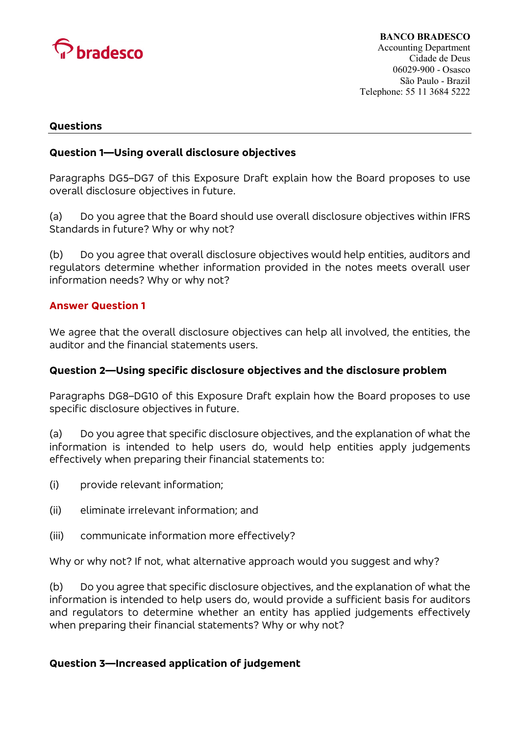## Questions

### Question 1—Using overall disclosure objectives

Paragraphs DG5–DG7 of this Exposure Draft explain how the Board proposes to use overall disclosure objectives in future.

(a) Do you agree that the Board should use overall disclosure objectives within IFRS Standards in future? Why or why not?

(b) Do you agree that overall disclosure objectives would help entities, auditors and regulators determine whether information provided in the notes meets overall user information needs? Why or why not?

### Answer Question 1

We agree that the overall disclosure objectives can help all involved, the entities, the auditor and the financial statements users.

### Question 2—Using specific disclosure objectives and the disclosure problem

Paragraphs DG8–DG10 of this Exposure Draft explain how the Board proposes to use specific disclosure objectives in future.

(a) Do you agree that specific disclosure objectives, and the explanation of what the information is intended to help users do, would help entities apply judgements effectively when preparing their financial statements to:

(i) provide relevant information;

(ii) eliminate irrelevant information; and

(iii) communicate information more effectively?

Why or why not? If not, what alternative approach would you suggest and why?

(b) Do you agree that specific disclosure objectives, and the explanation of what the information is intended to help users do, would provide a sufficient basis for auditors and regulators to determine whether an entity has applied judgements effectively when preparing their financial statements? Why or why not?

### Question 3—Increased application of judgement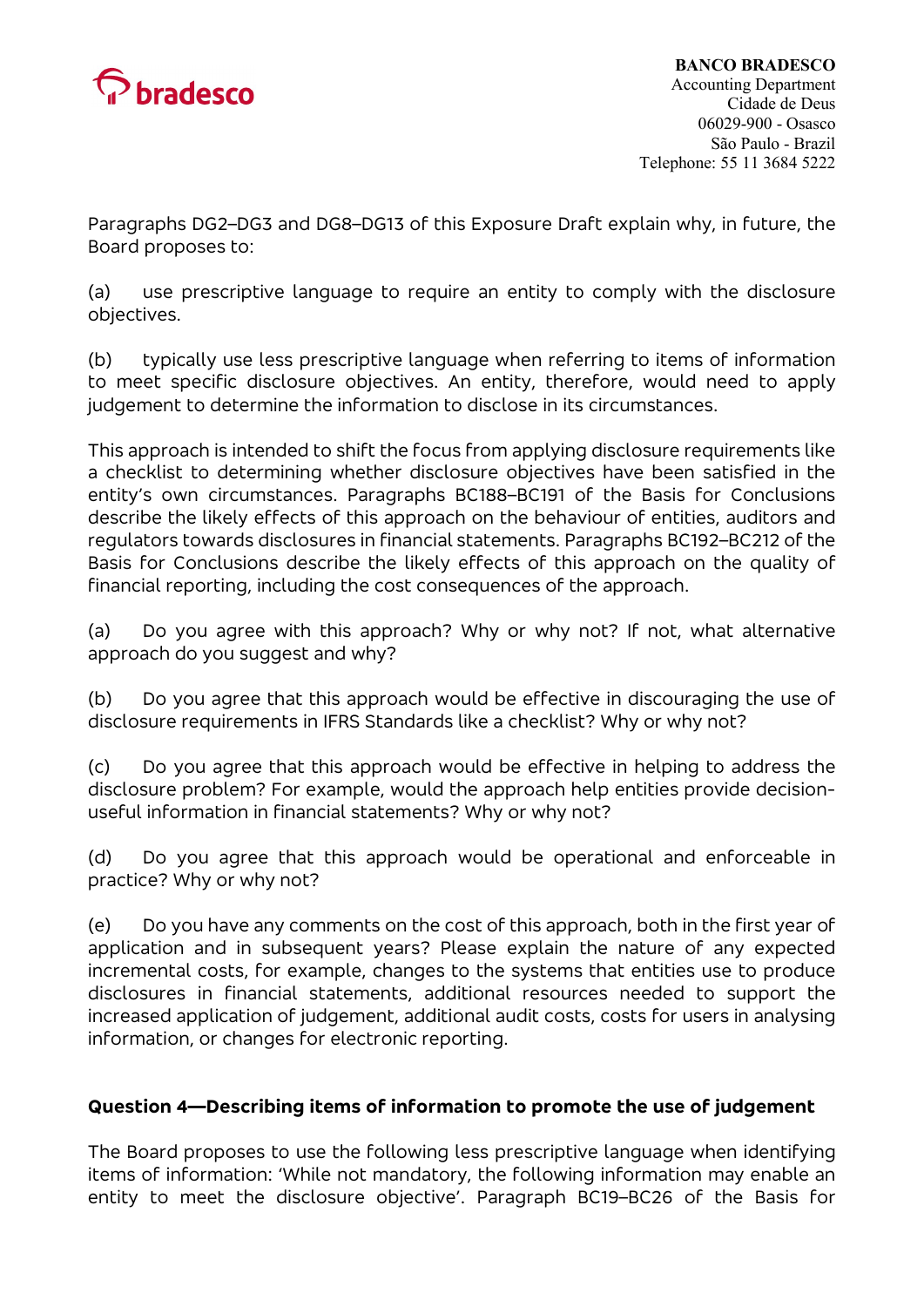Paragraphs DG2–DG3 and DG8–DG13 of this Exposure Draft explain why, in future, the Board proposes to:

(a) use prescriptive language to require an entity to comply with the disclosure objectives.

(b) typically use less prescriptive language when referring to items of information to meet specific disclosure objectives. An entity, therefore, would need to apply judgement to determine the information to disclose in its circumstances.

This approach is intended to shift the focus from applying disclosure requirements like a checklist to determining whether disclosure objectives have been satisfied in the entity's own circumstances. Paragraphs BC188–BC191 of the Basis for Conclusions describe the likely effects of this approach on the behaviour of entities, auditors and regulators towards disclosures in financial statements. Paragraphs BC192–BC212 of the Basis for Conclusions describe the likely effects of this approach on the quality of financial reporting, including the cost consequences of the approach.

(a) Do you agree with this approach? Why or why not? If not, what alternative approach do you suggest and why?

(b) Do you agree that this approach would be effective in discouraging the use of disclosure requirements in IFRS Standards like a checklist? Why or why not?

(c) Do you agree that this approach would be effective in helping to address the disclosure problem? For example, would the approach help entities provide decision-useful information in financial statements? Why or why not?

(d) Do you agree that this approach would be operational and enforceable in practice? Why or why not?

(e) Do you have any comments on the cost of this approach, both in the first year of application and in subsequent years? Please explain the nature of any expected incremental costs, for example, changes to the systems that entities use to produce disclosures in financial statements, additional resources needed to support the increased application of judgement, additional audit costs, costs for users in analysing information, or changes for electronic reporting.

### Question 4—Describing items of information to promote the use of judgement

The Board proposes to use the following less prescriptive language when identifying items of information: 'While not mandatory, the following information may enable an entity to meet the disclosure objective'. Paragraph BC19–BC26 of the Basis for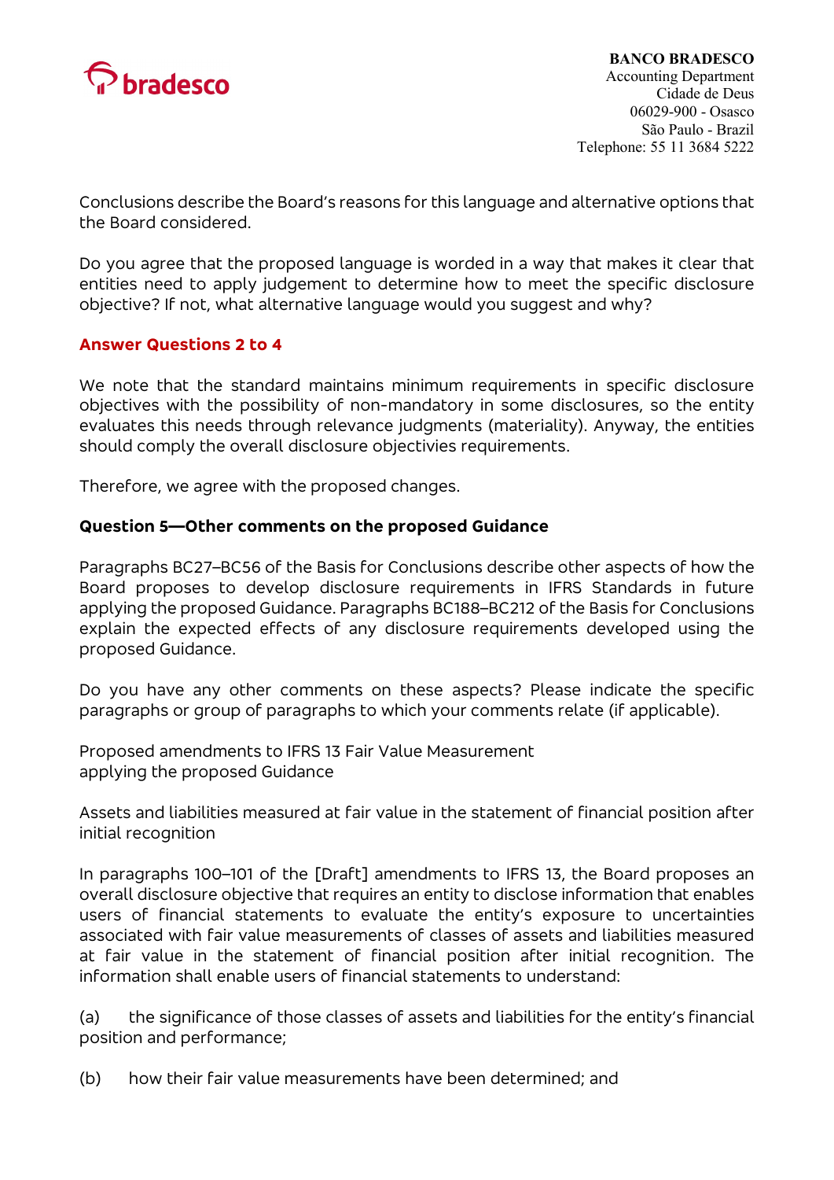Conclusions describe the Board's reasons for this language and alternative options that the Board considered.

Do you agree that the proposed language is worded in a way that makes it clear that entities need to apply judgement to determine how to meet the specific disclosure objective? If not, what alternative language would you suggest and why?

**Answer Questions 2 to 4**

We note that the standard maintains minimum requirements in specific disclosure objectives with the possibility of non-mandatory in some disclosures, so the entity evaluates this needs through relevance judgments (materiality). Anyway, the entities should comply the overall disclosure objectivies requirements.

Therefore, we agree with the proposed changes.

**Question 5—Other comments on the proposed Guidance**

Paragraphs BC27–BC56 of the Basis for Conclusions describe other aspects of how the Board proposes to develop disclosure requirements in IFRS Standards in future applying the proposed Guidance. Paragraphs BC188–BC212 of the Basis for Conclusions explain the expected effects of any disclosure requirements developed using the proposed Guidance.

Do you have any other comments on these aspects? Please indicate the specific paragraphs or group of paragraphs to which your comments relate (if applicable).

Proposed amendments to IFRS 13 Fair Value Measurement applying the proposed Guidance

Assets and liabilities measured at fair value in the statement of financial position after initial recognition

In paragraphs 100–101 of the [Draft] amendments to IFRS 13, the Board proposes an overall disclosure objective that requires an entity to disclose information that enables users of financial statements to evaluate the entity's exposure to uncertainties associated with fair value measurements of classes of assets and liabilities measured at fair value in the statement of financial position after initial recognition. The information shall enable users of financial statements to understand:

(a) the significance of those classes of assets and liabilities for the entity's financial position and performance;

(b) how their fair value measurements have been determined; and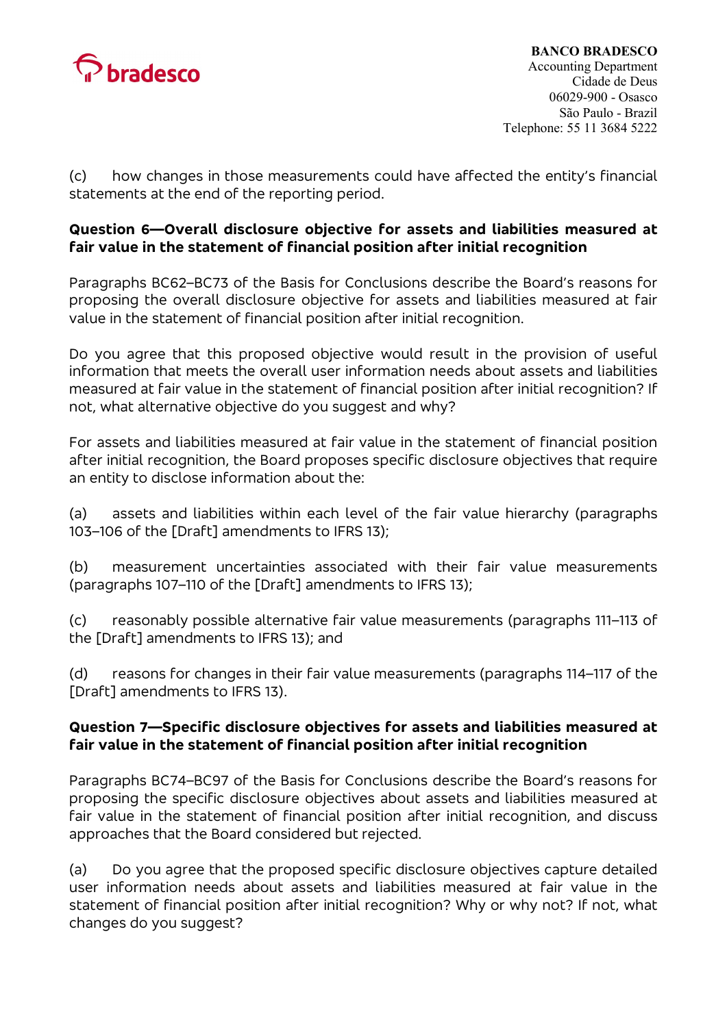(c) how changes in those measurements could have affected the entity's financial statements at the end of the reporting period.

**Question 6—Overall disclosure objective for assets and liabilities measured at fair value in the statement of financial position after initial recognition**

Paragraphs BC62–BC73 of the Basis for Conclusions describe the Board's reasons for proposing the overall disclosure objective for assets and liabilities measured at fair value in the statement of financial position after initial recognition.

Do you agree that this proposed objective would result in the provision of useful information that meets the overall user information needs about assets and liabilities measured at fair value in the statement of financial position after initial recognition? If not, what alternative objective do you suggest and why?

For assets and liabilities measured at fair value in the statement of financial position after initial recognition, the Board proposes specific disclosure objectives that require an entity to disclose information about the:

(a) assets and liabilities within each level of the fair value hierarchy (paragraphs 103–106 of the [Draft] amendments to IFRS 13);

(b) measurement uncertainties associated with their fair value measurements (paragraphs 107–110 of the [Draft] amendments to IFRS 13);

(c) reasonably possible alternative fair value measurements (paragraphs 111–113 of the [Draft] amendments to IFRS 13); and

(d) reasons for changes in their fair value measurements (paragraphs 114–117 of the [Draft] amendments to IFRS 13).

**Question 7—Specific disclosure objectives for assets and liabilities measured at fair value in the statement of financial position after initial recognition**

Paragraphs BC74–BC97 of the Basis for Conclusions describe the Board's reasons for proposing the specific disclosure objectives about assets and liabilities measured at fair value in the statement of financial position after initial recognition, and discuss approaches that the Board considered but rejected.

(a) Do you agree that the proposed specific disclosure objectives capture detailed user information needs about assets and liabilities measured at fair value in the statement of financial position after initial recognition? Why or why not? If not, what changes do you suggest?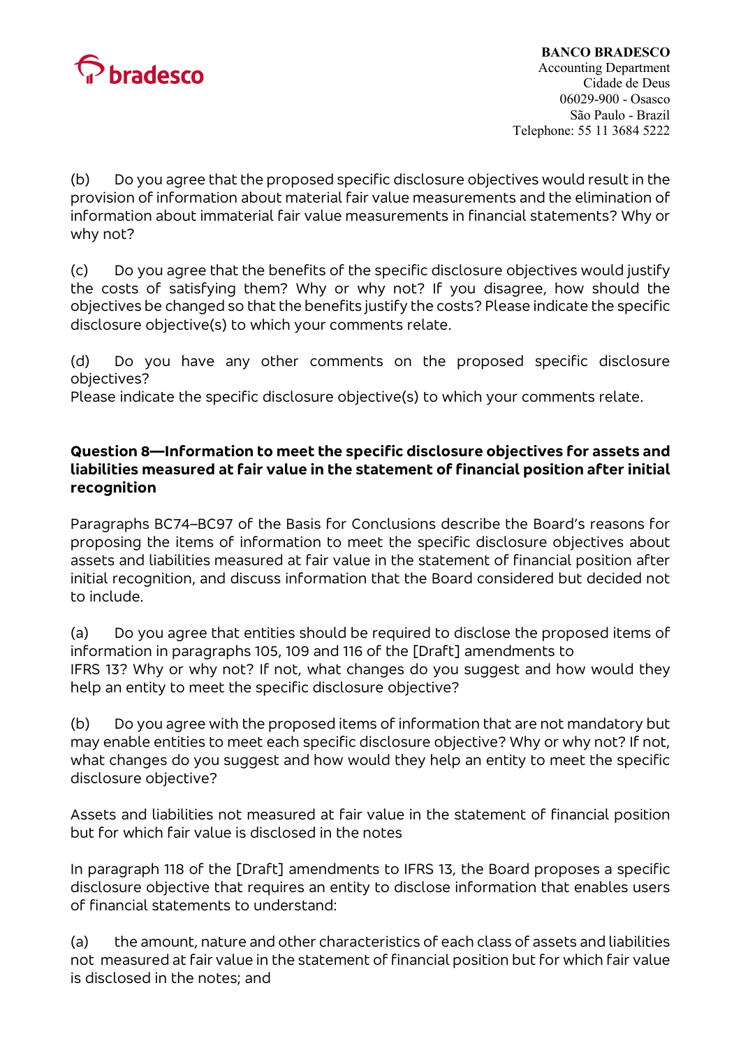(b) Do you agree that the proposed specific disclosure objectives would result in the provision of information about material fair value measurements and the elimination of information about immaterial fair value measurements in financial statements? Why or why not?

(c) Do you agree that the benefits of the specific disclosure objectives would justify the costs of satisfying them? Why or why not? If you disagree, how should the objectives be changed so that the benefits justify the costs? Please indicate the specific disclosure objective(s) to which your comments relate.

(d) Do you have any other comments on the proposed specific disclosure objectives?
Please indicate the specific disclosure objective(s) to which your comments relate.

**Question 8—Information to meet the specific disclosure objectives for assets and liabilities measured at fair value in the statement of financial position after initial recognition**

Paragraphs BC74–BC97 of the Basis for Conclusions describe the Board's reasons for proposing the items of information to meet the specific disclosure objectives about assets and liabilities measured at fair value in the statement of financial position after initial recognition, and discuss information that the Board considered but decided not to include.

(a) Do you agree that entities should be required to disclose the proposed items of information in paragraphs 105, 109 and 116 of the [Draft] amendments to IFRS 13? Why or why not? If not, what changes do you suggest and how would they help an entity to meet the specific disclosure objective?

(b) Do you agree with the proposed items of information that are not mandatory but may enable entities to meet each specific disclosure objective? Why or why not? If not, what changes do you suggest and how would they help an entity to meet the specific disclosure objective?

Assets and liabilities not measured at fair value in the statement of financial position but for which fair value is disclosed in the notes

In paragraph 118 of the [Draft] amendments to IFRS 13, the Board proposes a specific disclosure objective that requires an entity to disclose information that enables users of financial statements to understand:

(a) the amount, nature and other characteristics of each class of assets and liabilities not measured at fair value in the statement of financial position but for which fair value is disclosed in the notes; and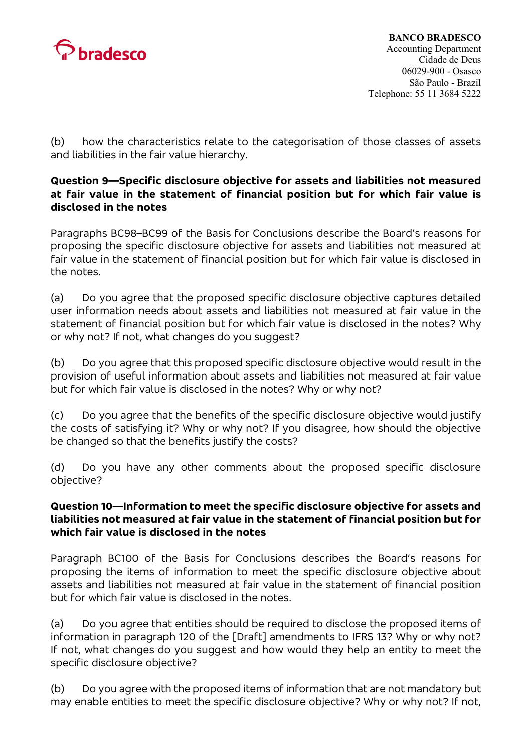(b) how the characteristics relate to the categorisation of those classes of assets and liabilities in the fair value hierarchy.

**Question 9—Specific disclosure objective for assets and liabilities not measured at fair value in the statement of financial position but for which fair value is disclosed in the notes**

Paragraphs BC98–BC99 of the Basis for Conclusions describe the Board's reasons for proposing the specific disclosure objective for assets and liabilities not measured at fair value in the statement of financial position but for which fair value is disclosed in the notes.

(a) Do you agree that the proposed specific disclosure objective captures detailed user information needs about assets and liabilities not measured at fair value in the statement of financial position but for which fair value is disclosed in the notes? Why or why not? If not, what changes do you suggest?

(b) Do you agree that this proposed specific disclosure objective would result in the provision of useful information about assets and liabilities not measured at fair value but for which fair value is disclosed in the notes? Why or why not?

(c) Do you agree that the benefits of the specific disclosure objective would justify the costs of satisfying it? Why or why not? If you disagree, how should the objective be changed so that the benefits justify the costs?

(d) Do you have any other comments about the proposed specific disclosure objective?

**Question 10—Information to meet the specific disclosure objective for assets and liabilities not measured at fair value in the statement of financial position but for which fair value is disclosed in the notes**

Paragraph BC100 of the Basis for Conclusions describes the Board's reasons for proposing the items of information to meet the specific disclosure objective about assets and liabilities not measured at fair value in the statement of financial position but for which fair value is disclosed in the notes.

(a) Do you agree that entities should be required to disclose the proposed items of information in paragraph 120 of the [Draft] amendments to IFRS 13? Why or why not? If not, what changes do you suggest and how would they help an entity to meet the specific disclosure objective?

(b) Do you agree with the proposed items of information that are not mandatory but may enable entities to meet the specific disclosure objective? Why or why not? If not,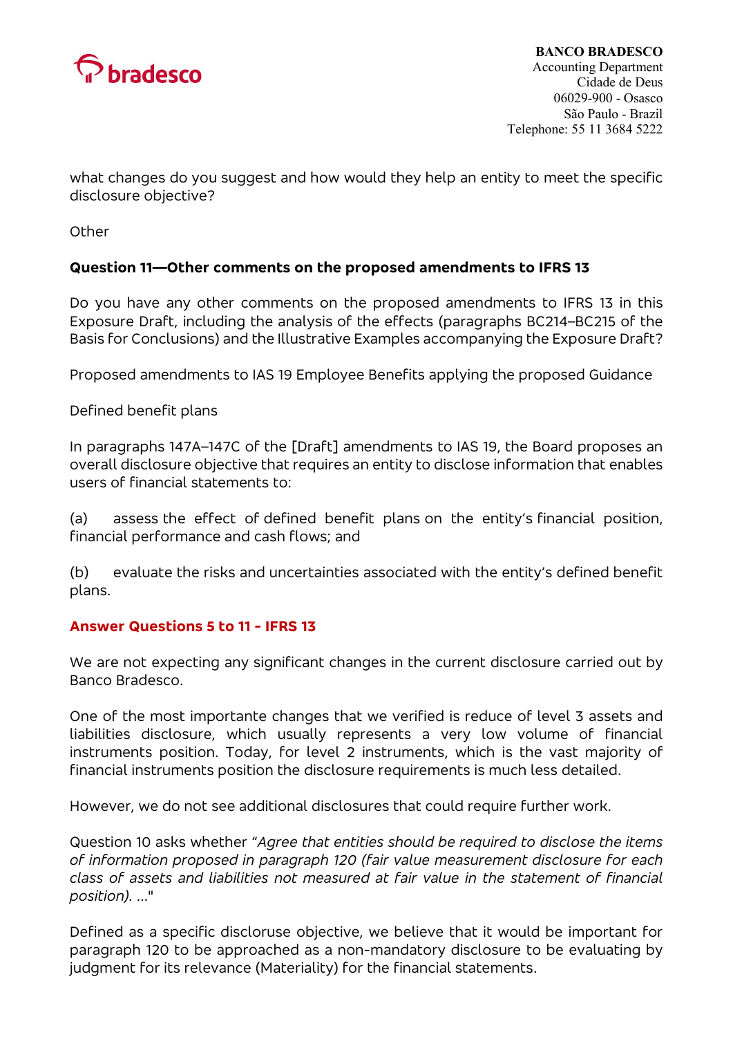what changes do you suggest and how would they help an entity to meet the specific disclosure objective?

Other

**Question 11—Other comments on the proposed amendments to IFRS 13**

Do you have any other comments on the proposed amendments to IFRS 13 in this Exposure Draft, including the analysis of the effects (paragraphs BC214–BC215 of the Basis for Conclusions) and the Illustrative Examples accompanying the Exposure Draft?

Proposed amendments to IAS 19 Employee Benefits applying the proposed Guidance

Defined benefit plans

In paragraphs 147A–147C of the [Draft] amendments to IAS 19, the Board proposes an overall disclosure objective that requires an entity to disclose information that enables users of financial statements to:

(a) assess the effect of defined benefit plans on the entity's financial position, financial performance and cash flows; and

(b) evaluate the risks and uncertainties associated with the entity's defined benefit plans.

**Answer Questions 5 to 11 - IFRS 13**

We are not expecting any significant changes in the current disclosure carried out by Banco Bradesco.

One of the most importante changes that we verified is reduce of level 3 assets and liabilities disclosure, which usually represents a very low volume of financial instruments position. Today, for level 2 instruments, which is the vast majority of financial instruments position the disclosure requirements is much less detailed.

However, we do not see additional disclosures that could require further work.

Question 10 asks whether "*Agree that entities should be required to disclose the items of information proposed in paragraph 120 (fair value measurement disclosure for each class of assets and liabilities not measured at fair value in the statement of financial position).* ..."

Defined as a specific discloruse objective, we believe that it would be important for paragraph 120 to be approached as a non-mandatory disclosure to be evaluating by judgment for its relevance (Materiality) for the financial statements.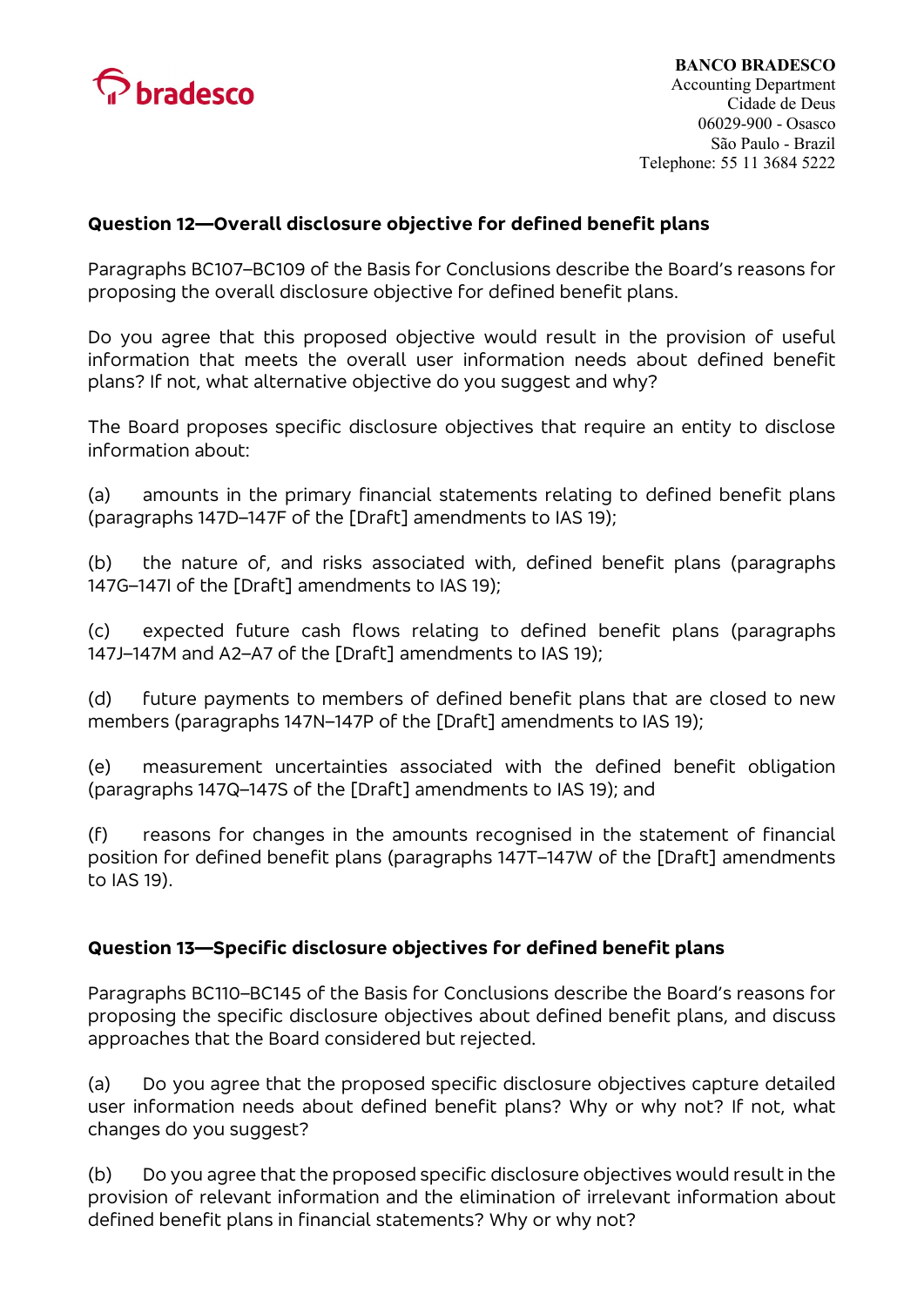## Question 12—Overall disclosure objective for defined benefit plans

Paragraphs BC107–BC109 of the Basis for Conclusions describe the Board's reasons for proposing the overall disclosure objective for defined benefit plans.

Do you agree that this proposed objective would result in the provision of useful information that meets the overall user information needs about defined benefit plans? If not, what alternative objective do you suggest and why?

The Board proposes specific disclosure objectives that require an entity to disclose information about:

(a) amounts in the primary financial statements relating to defined benefit plans (paragraphs 147D–147F of the [Draft] amendments to IAS 19);

(b) the nature of, and risks associated with, defined benefit plans (paragraphs 147G–147I of the [Draft] amendments to IAS 19);

(c) expected future cash flows relating to defined benefit plans (paragraphs 147J–147M and A2–A7 of the [Draft] amendments to IAS 19);

(d) future payments to members of defined benefit plans that are closed to new members (paragraphs 147N–147P of the [Draft] amendments to IAS 19);

(e) measurement uncertainties associated with the defined benefit obligation (paragraphs 147Q–147S of the [Draft] amendments to IAS 19); and

(f) reasons for changes in the amounts recognised in the statement of financial position for defined benefit plans (paragraphs 147T–147W of the [Draft] amendments to IAS 19).

## Question 13—Specific disclosure objectives for defined benefit plans

Paragraphs BC110–BC145 of the Basis for Conclusions describe the Board's reasons for proposing the specific disclosure objectives about defined benefit plans, and discuss approaches that the Board considered but rejected.

(a) Do you agree that the proposed specific disclosure objectives capture detailed user information needs about defined benefit plans? Why or why not? If not, what changes do you suggest?

(b) Do you agree that the proposed specific disclosure objectives would result in the provision of relevant information and the elimination of irrelevant information about defined benefit plans in financial statements? Why or why not?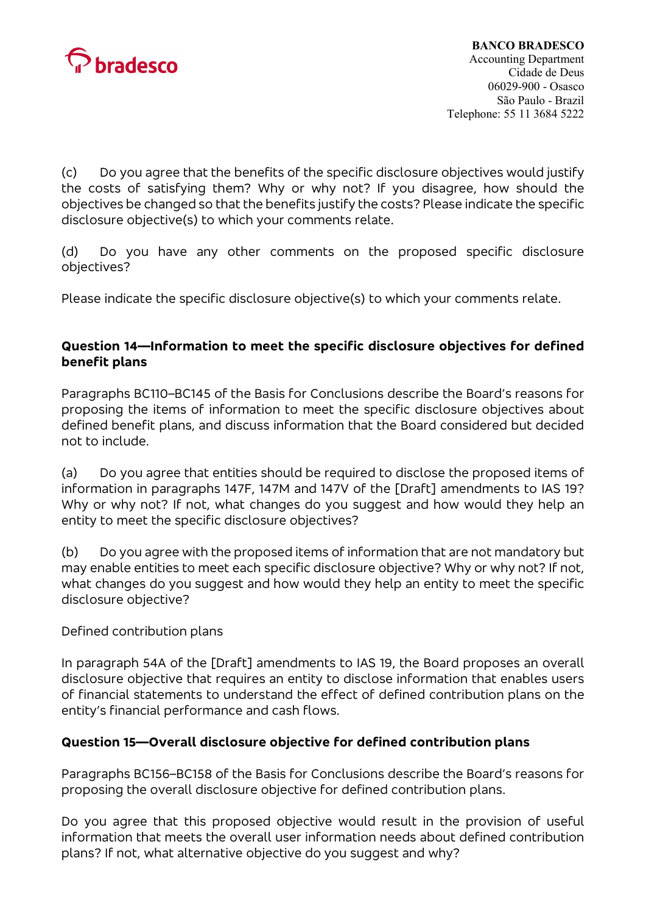(c) Do you agree that the benefits of the specific disclosure objectives would justify the costs of satisfying them? Why or why not? If you disagree, how should the objectives be changed so that the benefits justify the costs? Please indicate the specific disclosure objective(s) to which your comments relate.

(d) Do you have any other comments on the proposed specific disclosure objectives?

Please indicate the specific disclosure objective(s) to which your comments relate.

**Question 14—Information to meet the specific disclosure objectives for defined benefit plans**

Paragraphs BC110–BC145 of the Basis for Conclusions describe the Board's reasons for proposing the items of information to meet the specific disclosure objectives about defined benefit plans, and discuss information that the Board considered but decided not to include.

(a) Do you agree that entities should be required to disclose the proposed items of information in paragraphs 147F, 147M and 147V of the [Draft] amendments to IAS 19? Why or why not? If not, what changes do you suggest and how would they help an entity to meet the specific disclosure objectives?

(b) Do you agree with the proposed items of information that are not mandatory but may enable entities to meet each specific disclosure objective? Why or why not? If not, what changes do you suggest and how would they help an entity to meet the specific disclosure objective?

Defined contribution plans

In paragraph 54A of the [Draft] amendments to IAS 19, the Board proposes an overall disclosure objective that requires an entity to disclose information that enables users of financial statements to understand the effect of defined contribution plans on the entity's financial performance and cash flows.

**Question 15—Overall disclosure objective for defined contribution plans**

Paragraphs BC156–BC158 of the Basis for Conclusions describe the Board's reasons for proposing the overall disclosure objective for defined contribution plans.

Do you agree that this proposed objective would result in the provision of useful information that meets the overall user information needs about defined contribution plans? If not, what alternative objective do you suggest and why?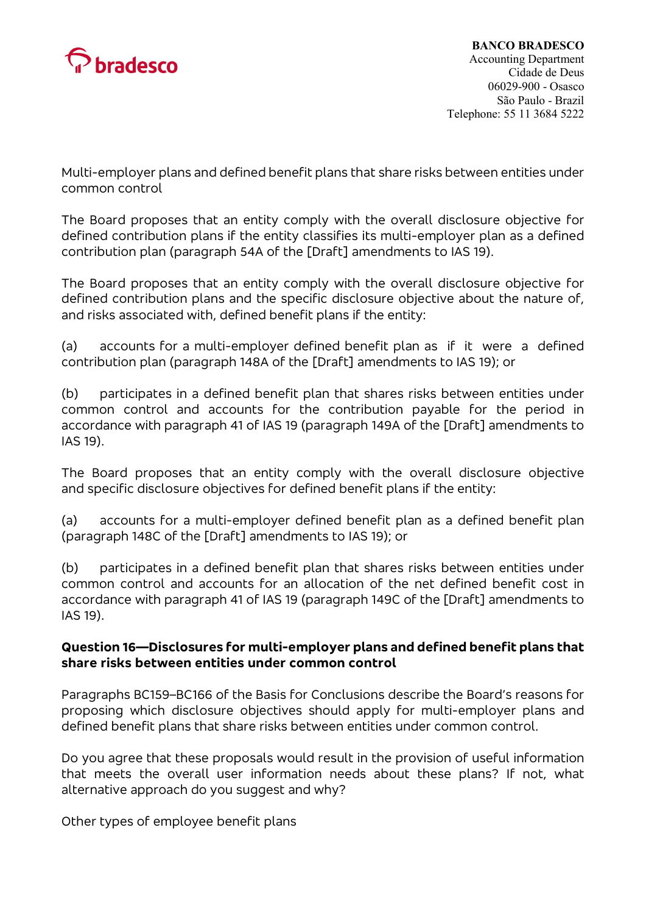Multi-employer plans and defined benefit plans that share risks between entities under common control

The Board proposes that an entity comply with the overall disclosure objective for defined contribution plans if the entity classifies its multi-employer plan as a defined contribution plan (paragraph 54A of the [Draft] amendments to IAS 19).

The Board proposes that an entity comply with the overall disclosure objective for defined contribution plans and the specific disclosure objective about the nature of, and risks associated with, defined benefit plans if the entity:

(a) accounts for a multi-employer defined benefit plan as if it were a defined contribution plan (paragraph 148A of the [Draft] amendments to IAS 19); or

(b) participates in a defined benefit plan that shares risks between entities under common control and accounts for the contribution payable for the period in accordance with paragraph 41 of IAS 19 (paragraph 149A of the [Draft] amendments to IAS 19).

The Board proposes that an entity comply with the overall disclosure objective and specific disclosure objectives for defined benefit plans if the entity:

(a) accounts for a multi-employer defined benefit plan as a defined benefit plan (paragraph 148C of the [Draft] amendments to IAS 19); or

(b) participates in a defined benefit plan that shares risks between entities under common control and accounts for an allocation of the net defined benefit cost in accordance with paragraph 41 of IAS 19 (paragraph 149C of the [Draft] amendments to IAS 19).

**Question 16—Disclosures for multi-employer plans and defined benefit plans that share risks between entities under common control**

Paragraphs BC159–BC166 of the Basis for Conclusions describe the Board's reasons for proposing which disclosure objectives should apply for multi-employer plans and defined benefit plans that share risks between entities under common control.

Do you agree that these proposals would result in the provision of useful information that meets the overall user information needs about these plans? If not, what alternative approach do you suggest and why?

Other types of employee benefit plans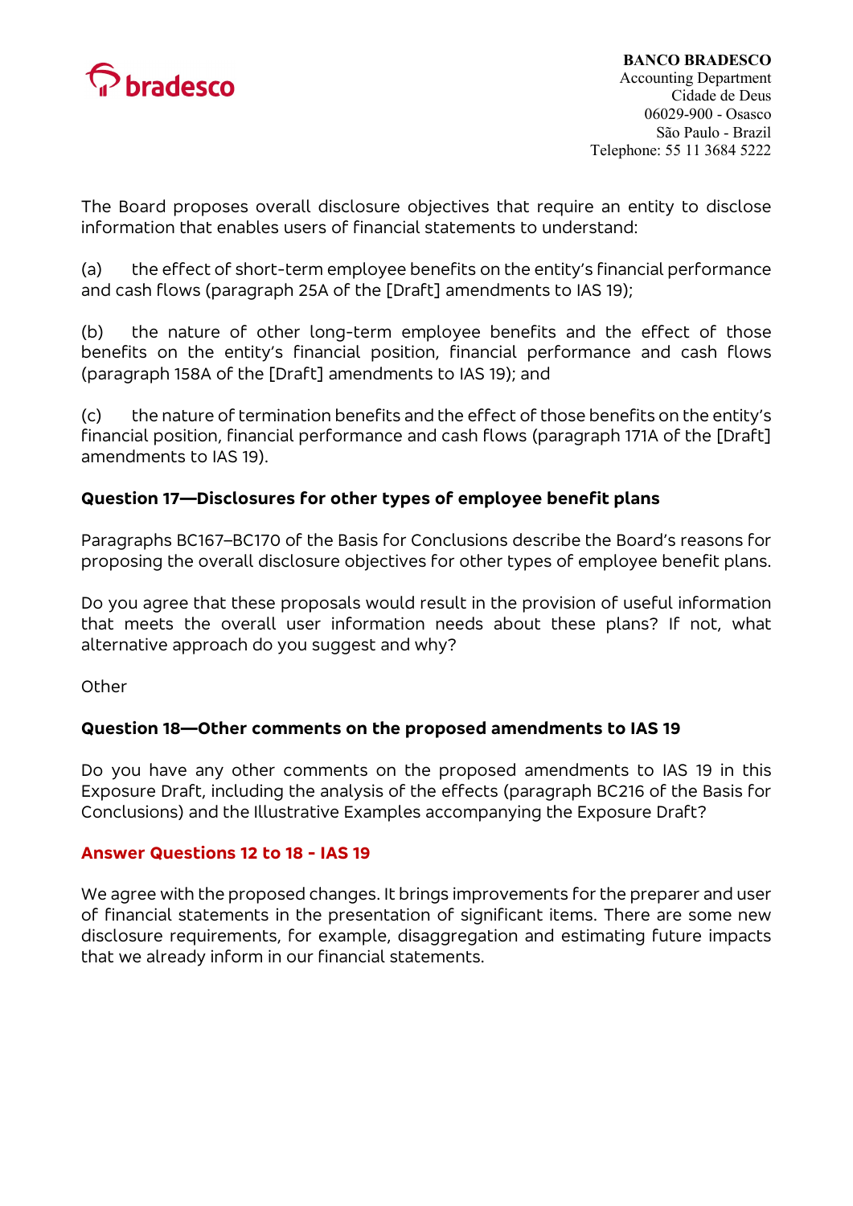The Board proposes overall disclosure objectives that require an entity to disclose information that enables users of financial statements to understand:

(a) the effect of short-term employee benefits on the entity's financial performance and cash flows (paragraph 25A of the [Draft] amendments to IAS 19);

(b) the nature of other long-term employee benefits and the effect of those benefits on the entity's financial position, financial performance and cash flows (paragraph 158A of the [Draft] amendments to IAS 19); and

(c) the nature of termination benefits and the effect of those benefits on the entity's financial position, financial performance and cash flows (paragraph 171A of the [Draft] amendments to IAS 19).

**Question 17—Disclosures for other types of employee benefit plans**

Paragraphs BC167–BC170 of the Basis for Conclusions describe the Board's reasons for proposing the overall disclosure objectives for other types of employee benefit plans.

Do you agree that these proposals would result in the provision of useful information that meets the overall user information needs about these plans? If not, what alternative approach do you suggest and why?

Other

**Question 18—Other comments on the proposed amendments to IAS 19**

Do you have any other comments on the proposed amendments to IAS 19 in this Exposure Draft, including the analysis of the effects (paragraph BC216 of the Basis for Conclusions) and the Illustrative Examples accompanying the Exposure Draft?

**Answer Questions 12 to 18 - IAS 19**

We agree with the proposed changes. It brings improvements for the preparer and user of financial statements in the presentation of significant items. There are some new disclosure requirements, for example, disaggregation and estimating future impacts that we already inform in our financial statements.